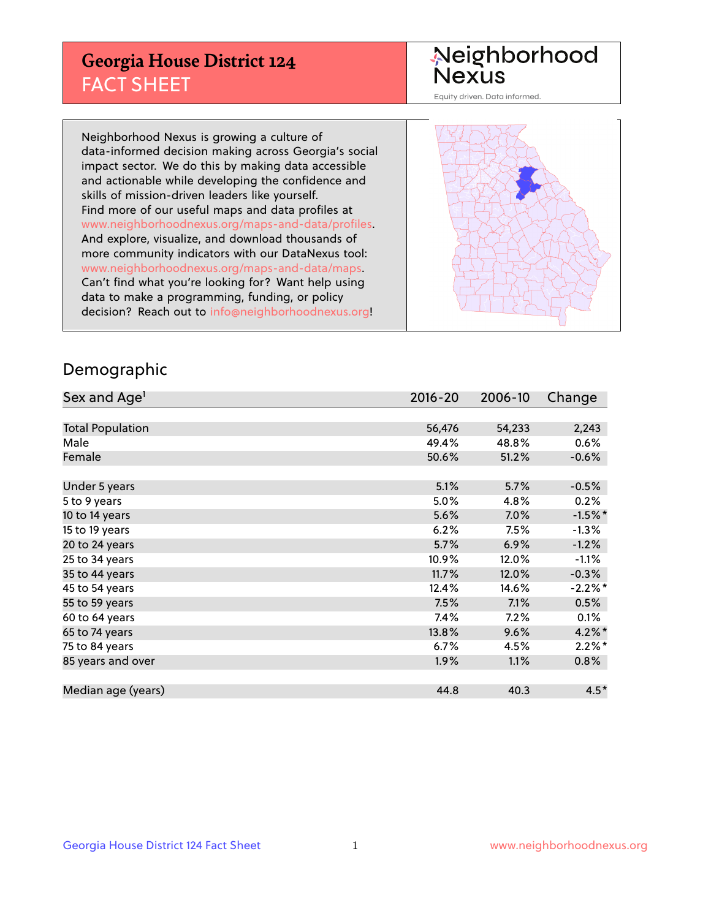# Georgia House District 124
## FACT SHEET

Neighborhood Nexus

Equity driven. Data informed.

Neighborhood Nexus is growing a culture of data-informed decision making across Georgia's social impact sector. We do this by making data accessible and actionable while developing the confidence and skills of mission-driven leaders like yourself. Find more of our useful maps and data profiles at www.neighborhoodnexus.org/maps-and-data/profiles. And explore, visualize, and download thousands of more community indicators with our DataNexus tool: www.neighborhoodnexus.org/maps-and-data/maps. Can't find what you're looking for? Want help using data to make a programming, funding, or policy decision? Reach out to info@neighborhoodnexus.org!

## Demographic

| Sex and Age[1] | 2016-20 | 2006-10 | Change |
|---|---|---|---|
| Total Population | 56,476 | 54,233 | 2,243 |
| Male | 49.4% | 48.8% | 0.6% |
| Female | 50.6% | 51.2% | -0.6% |
| | | | |
| Under 5 years | 5.1% | 5.7% | -0.5% |
| 5 to 9 years | 5.0% | 4.8% | 0.2% |
| 10 to 14 years | 5.6% | 7.0% | -1.5%* |
| 15 to 19 years | 6.2% | 7.5% | -1.3% |
| 20 to 24 years | 5.7% | 6.9% | -1.2% |
| 25 to 34 years | 10.9% | 12.0% | -1.1% |
| 35 to 44 years | 11.7% | 12.0% | -0.3% |
| 45 to 54 years | 12.4% | 14.6% | -2.2%* |
| 55 to 59 years | 7.5% | 7.1% | 0.5% |
| 60 to 64 years | 7.4% | 7.2% | 0.1% |
| 65 to 74 years | 13.8% | 9.6% | 4.2%* |
| 75 to 84 years | 6.7% | 4.5% | 2.2%* |
| 85 years and over | 1.9% | 1.1% | 0.8% |
| | | | |
| Median age (years) | 44.8 | 40.3 | 4.5* |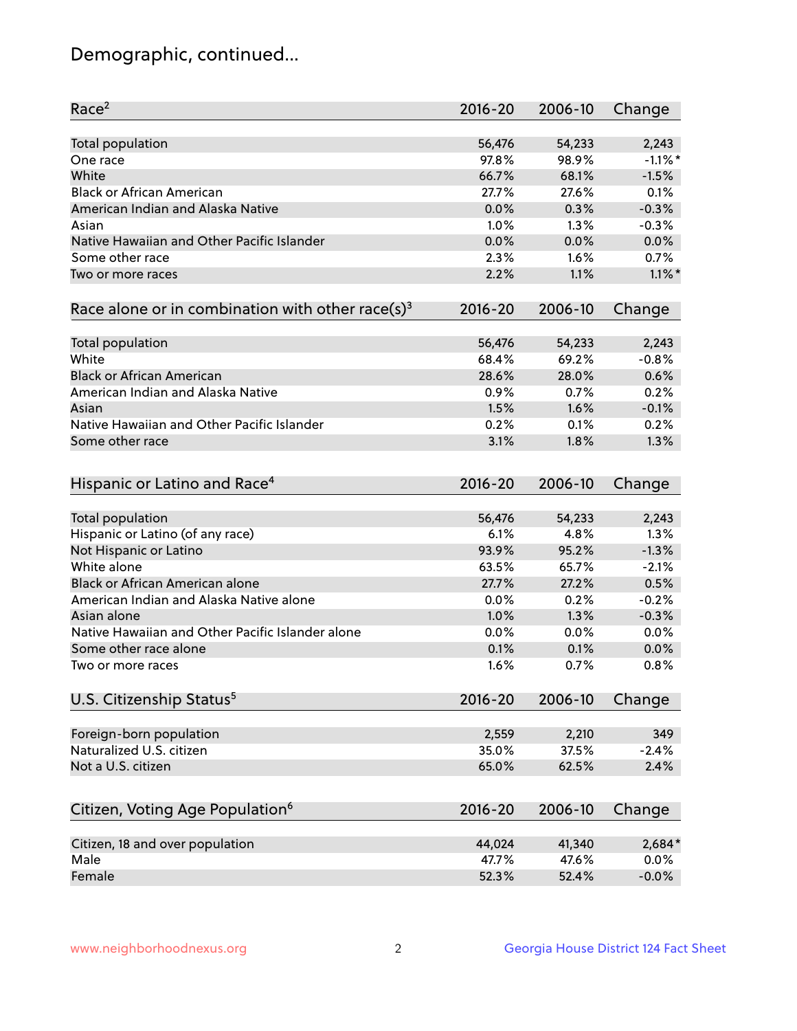## Demographic, continued...

| Race[2] | 2016-20 | 2006-10 | Change |
| --- | --- | --- | --- |
| Total population | 56,476 | 54,233 | 2,243 |
| One race | 97.8% | 98.9% | -1.1%* |
| White | 66.7% | 68.1% | -1.5% |
| Black or African American | 27.7% | 27.6% | 0.1% |
| American Indian and Alaska Native | 0.0% | 0.3% | -0.3% |
| Asian | 1.0% | 1.3% | -0.3% |
| Native Hawaiian and Other Pacific Islander | 0.0% | 0.0% | 0.0% |
| Some other race | 2.3% | 1.6% | 0.7% |
| Two or more races | 2.2% | 1.1% | 1.1%* |

| Race alone or in combination with other race(s)[3] | 2016-20 | 2006-10 | Change |
| --- | --- | --- | --- |
| Total population | 56,476 | 54,233 | 2,243 |
| White | 68.4% | 69.2% | -0.8% |
| Black or African American | 28.6% | 28.0% | 0.6% |
| American Indian and Alaska Native | 0.9% | 0.7% | 0.2% |
| Asian | 1.5% | 1.6% | -0.1% |
| Native Hawaiian and Other Pacific Islander | 0.2% | 0.1% | 0.2% |
| Some other race | 3.1% | 1.8% | 1.3% |

| Hispanic or Latino and Race[4] | 2016-20 | 2006-10 | Change |
| --- | --- | --- | --- |
| Total population | 56,476 | 54,233 | 2,243 |
| Hispanic or Latino (of any race) | 6.1% | 4.8% | 1.3% |
| Not Hispanic or Latino | 93.9% | 95.2% | -1.3% |
| White alone | 63.5% | 65.7% | -2.1% |
| Black or African American alone | 27.7% | 27.2% | 0.5% |
| American Indian and Alaska Native alone | 0.0% | 0.2% | -0.2% |
| Asian alone | 1.0% | 1.3% | -0.3% |
| Native Hawaiian and Other Pacific Islander alone | 0.0% | 0.0% | 0.0% |
| Some other race alone | 0.1% | 0.1% | 0.0% |
| Two or more races | 1.6% | 0.7% | 0.8% |

| U.S. Citizenship Status[5] | 2016-20 | 2006-10 | Change |
| --- | --- | --- | --- |
| Foreign-born population | 2,559 | 2,210 | 349 |
| Naturalized U.S. citizen | 35.0% | 37.5% | -2.4% |
| Not a U.S. citizen | 65.0% | 62.5% | 2.4% |

| Citizen, Voting Age Population[6] | 2016-20 | 2006-10 | Change |
| --- | --- | --- | --- |
| Citizen, 18 and over population | 44,024 | 41,340 | 2,684* |
| Male | 47.7% | 47.6% | 0.0% |
| Female | 52.3% | 52.4% | -0.0% |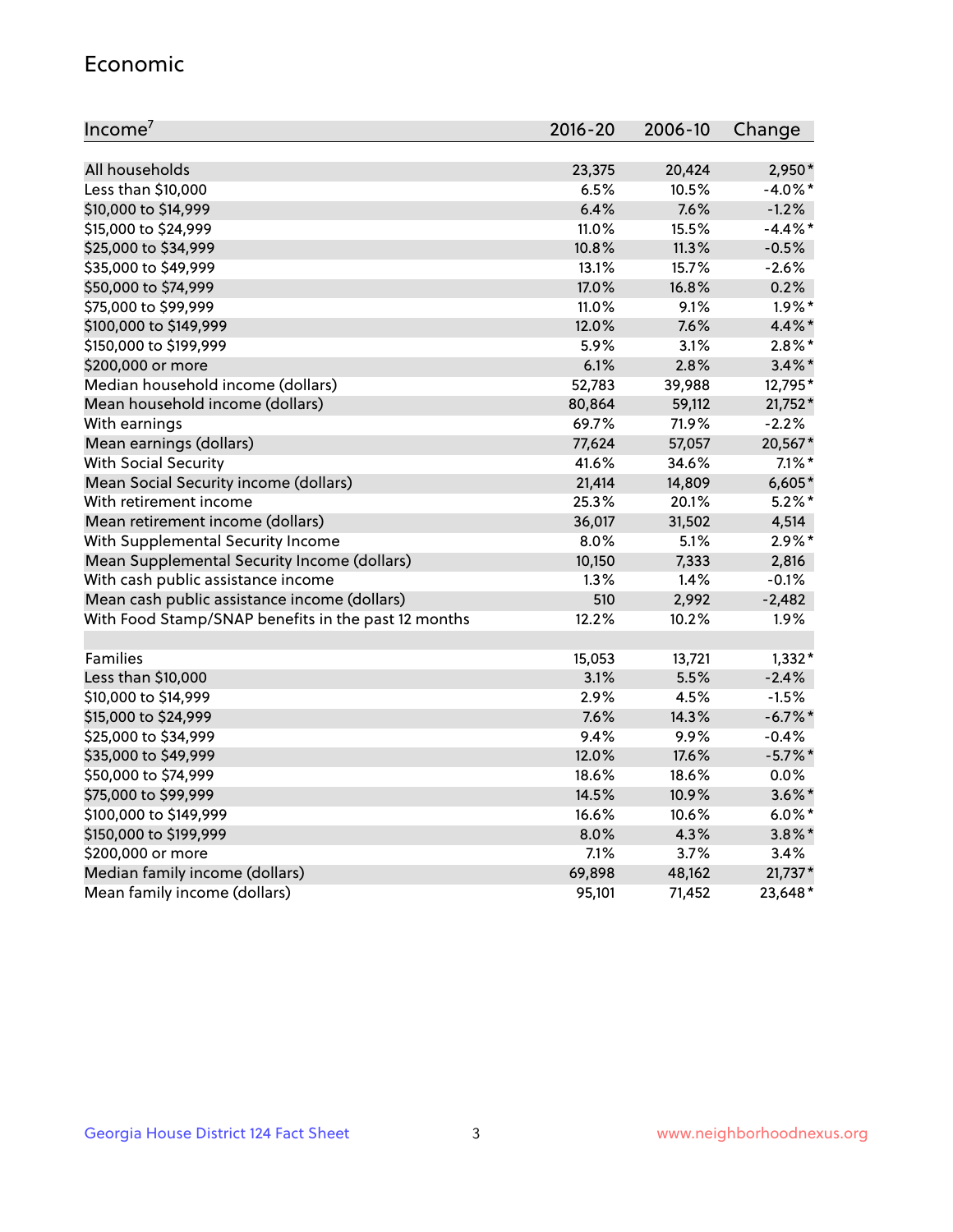## Economic

| Income[7] | 2016-20 | 2006-10 | Change |
|---|---|---|---|
| All households | 23,375 | 20,424 | 2,950* |
| Less than $10,000 | 6.5% | 10.5% | -4.0%* |
| $10,000 to $14,999 | 6.4% | 7.6% | -1.2% |
| $15,000 to $24,999 | 11.0% | 15.5% | -4.4%* |
| $25,000 to $34,999 | 10.8% | 11.3% | -0.5% |
| $35,000 to $49,999 | 13.1% | 15.7% | -2.6% |
| $50,000 to $74,999 | 17.0% | 16.8% | 0.2% |
| $75,000 to $99,999 | 11.0% | 9.1% | 1.9%* |
| $100,000 to $149,999 | 12.0% | 7.6% | 4.4%* |
| $150,000 to $199,999 | 5.9% | 3.1% | 2.8%* |
| $200,000 or more | 6.1% | 2.8% | 3.4%* |
| Median household income (dollars) | 52,783 | 39,988 | 12,795* |
| Mean household income (dollars) | 80,864 | 59,112 | 21,752* |
| With earnings | 69.7% | 71.9% | -2.2% |
| Mean earnings (dollars) | 77,624 | 57,057 | 20,567* |
| With Social Security | 41.6% | 34.6% | 7.1%* |
| Mean Social Security income (dollars) | 21,414 | 14,809 | 6,605* |
| With retirement income | 25.3% | 20.1% | 5.2%* |
| Mean retirement income (dollars) | 36,017 | 31,502 | 4,514 |
| With Supplemental Security Income | 8.0% | 5.1% | 2.9%* |
| Mean Supplemental Security Income (dollars) | 10,150 | 7,333 | 2,816 |
| With cash public assistance income | 1.3% | 1.4% | -0.1% |
| Mean cash public assistance income (dollars) | 510 | 2,992 | -2,482 |
| With Food Stamp/SNAP benefits in the past 12 months | 12.2% | 10.2% | 1.9% |
| | | | |
| Families | 15,053 | 13,721 | 1,332* |
| Less than $10,000 | 3.1% | 5.5% | -2.4% |
| $10,000 to $14,999 | 2.9% | 4.5% | -1.5% |
| $15,000 to $24,999 | 7.6% | 14.3% | -6.7%* |
| $25,000 to $34,999 | 9.4% | 9.9% | -0.4% |
| $35,000 to $49,999 | 12.0% | 17.6% | -5.7%* |
| $50,000 to $74,999 | 18.6% | 18.6% | 0.0% |
| $75,000 to $99,999 | 14.5% | 10.9% | 3.6%* |
| $100,000 to $149,999 | 16.6% | 10.6% | 6.0%* |
| $150,000 to $199,999 | 8.0% | 4.3% | 3.8%* |
| $200,000 or more | 7.1% | 3.7% | 3.4% |
| Median family income (dollars) | 69,898 | 48,162 | 21,737* |
| Mean family income (dollars) | 95,101 | 71,452 | 23,648* |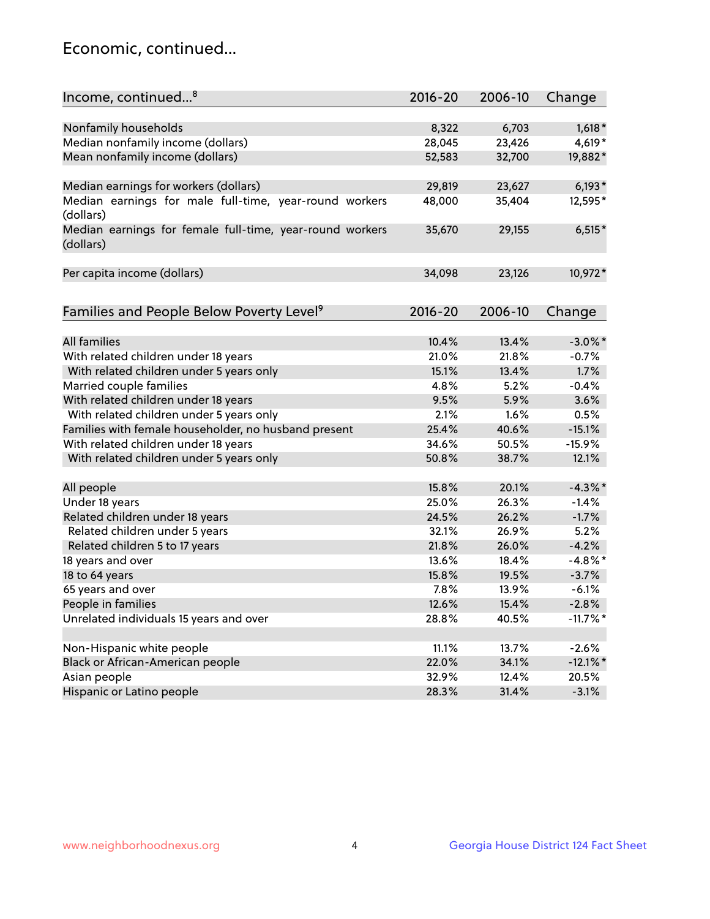## Economic, continued...

| Income, continued...[8] | 2016-20 | 2006-10 | Change |
|---|---|---|---|
| Nonfamily households | 8,322 | 6,703 | 1,618* |
| Median nonfamily income (dollars) | 28,045 | 23,426 | 4,619* |
| Mean nonfamily income (dollars) | 52,583 | 32,700 | 19,882* |
| Median earnings for workers (dollars) | 29,819 | 23,627 | 6,193* |
| Median earnings for male full-time, year-round workers (dollars) | 48,000 | 35,404 | 12,595* |
| Median earnings for female full-time, year-round workers (dollars) | 35,670 | 29,155 | 6,515* |
| Per capita income (dollars) | 34,098 | 23,126 | 10,972* |

| Families and People Below Poverty Level[9] | 2016-20 | 2006-10 | Change |
|---|---|---|---|
| All families | 10.4% | 13.4% | -3.0%* |
| With related children under 18 years | 21.0% | 21.8% | -0.7% |
| With related children under 5 years only | 15.1% | 13.4% | 1.7% |
| Married couple families | 4.8% | 5.2% | -0.4% |
| With related children under 18 years | 9.5% | 5.9% | 3.6% |
| With related children under 5 years only | 2.1% | 1.6% | 0.5% |
| Families with female householder, no husband present | 25.4% | 40.6% | -15.1% |
| With related children under 18 years | 34.6% | 50.5% | -15.9% |
| With related children under 5 years only | 50.8% | 38.7% | 12.1% |
| All people | 15.8% | 20.1% | -4.3%* |
| Under 18 years | 25.0% | 26.3% | -1.4% |
| Related children under 18 years | 24.5% | 26.2% | -1.7% |
| Related children under 5 years | 32.1% | 26.9% | 5.2% |
| Related children 5 to 17 years | 21.8% | 26.0% | -4.2% |
| 18 years and over | 13.6% | 18.4% | -4.8%* |
| 18 to 64 years | 15.8% | 19.5% | -3.7% |
| 65 years and over | 7.8% | 13.9% | -6.1% |
| People in families | 12.6% | 15.4% | -2.8% |
| Unrelated individuals 15 years and over | 28.8% | 40.5% | -11.7%* |
| Non-Hispanic white people | 11.1% | 13.7% | -2.6% |
| Black or African-American people | 22.0% | 34.1% | -12.1%* |
| Asian people | 32.9% | 12.4% | 20.5% |
| Hispanic or Latino people | 28.3% | 31.4% | -3.1% |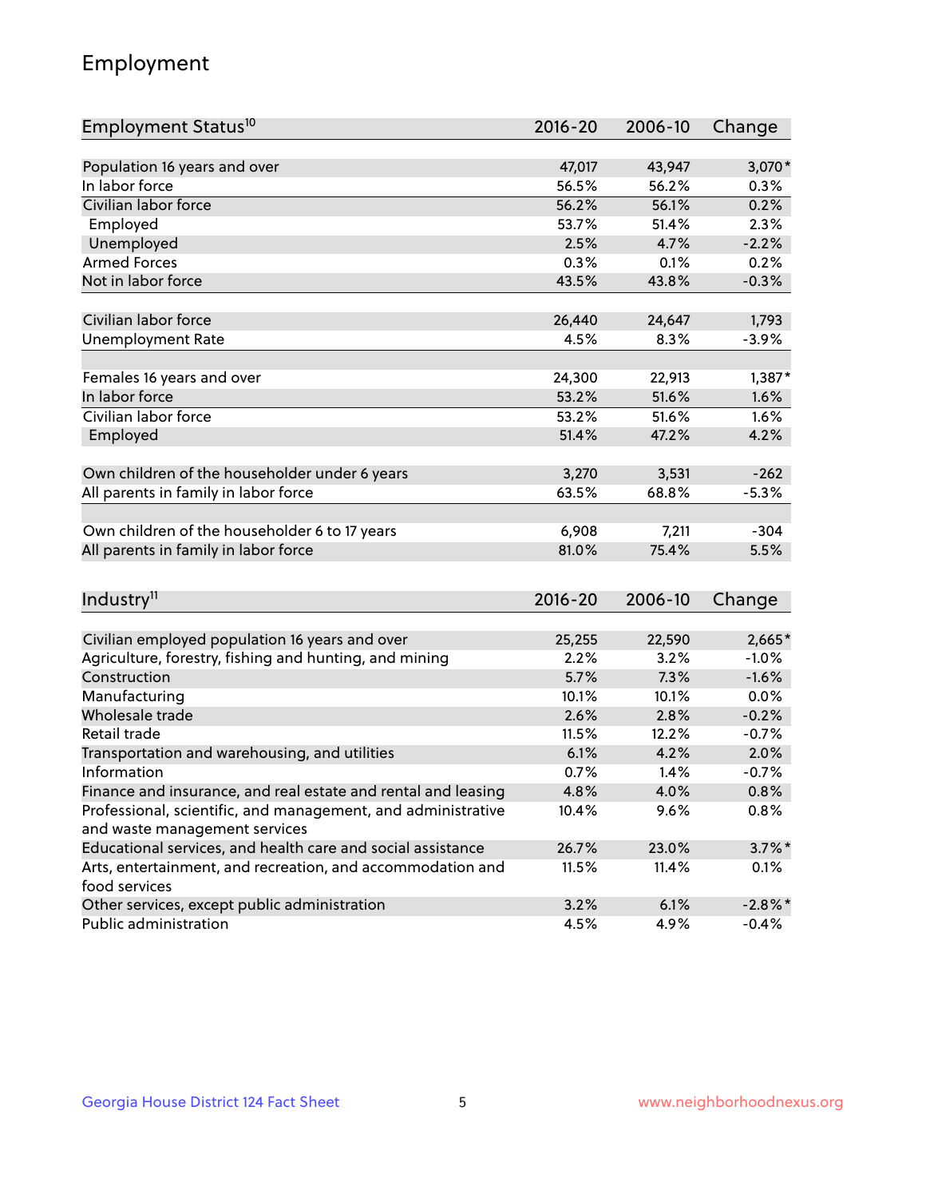# Employment

| Employment Status[10] | 2016-20 | 2006-10 | Change |
|---|---|---|---|
| Population 16 years and over | 47,017 | 43,947 | 3,070* |
| In labor force | 56.5% | 56.2% | 0.3% |
| Civilian labor force | 56.2% | 56.1% | 0.2% |
| Employed | 53.7% | 51.4% | 2.3% |
| Unemployed | 2.5% | 4.7% | -2.2% |
| Armed Forces | 0.3% | 0.1% | 0.2% |
| Not in labor force | 43.5% | 43.8% | -0.3% |
| | | | |
| Civilian labor force | 26,440 | 24,647 | 1,793 |
| Unemployment Rate | 4.5% | 8.3% | -3.9% |
| | | | |
| Females 16 years and over | 24,300 | 22,913 | 1,387* |
| In labor force | 53.2% | 51.6% | 1.6% |
| Civilian labor force | 53.2% | 51.6% | 1.6% |
| Employed | 51.4% | 47.2% | 4.2% |
| | | | |
| Own children of the householder under 6 years | 3,270 | 3,531 | -262 |
| All parents in family in labor force | 63.5% | 68.8% | -5.3% |
| | | | |
| Own children of the householder 6 to 17 years | 6,908 | 7,211 | -304 |
| All parents in family in labor force | 81.0% | 75.4% | 5.5% |

| Industry[11] | 2016-20 | 2006-10 | Change |
|---|---|---|---|
| Civilian employed population 16 years and over | 25,255 | 22,590 | 2,665* |
| Agriculture, forestry, fishing and hunting, and mining | 2.2% | 3.2% | -1.0% |
| Construction | 5.7% | 7.3% | -1.6% |
| Manufacturing | 10.1% | 10.1% | 0.0% |
| Wholesale trade | 2.6% | 2.8% | -0.2% |
| Retail trade | 11.5% | 12.2% | -0.7% |
| Transportation and warehousing, and utilities | 6.1% | 4.2% | 2.0% |
| Information | 0.7% | 1.4% | -0.7% |
| Finance and insurance, and real estate and rental and leasing | 4.8% | 4.0% | 0.8% |
| Professional, scientific, and management, and administrative and waste management services | 10.4% | 9.6% | 0.8% |
| Educational services, and health care and social assistance | 26.7% | 23.0% | 3.7%* |
| Arts, entertainment, and recreation, and accommodation and food services | 11.5% | 11.4% | 0.1% |
| Other services, except public administration | 3.2% | 6.1% | -2.8%* |
| Public administration | 4.5% | 4.9% | -0.4% |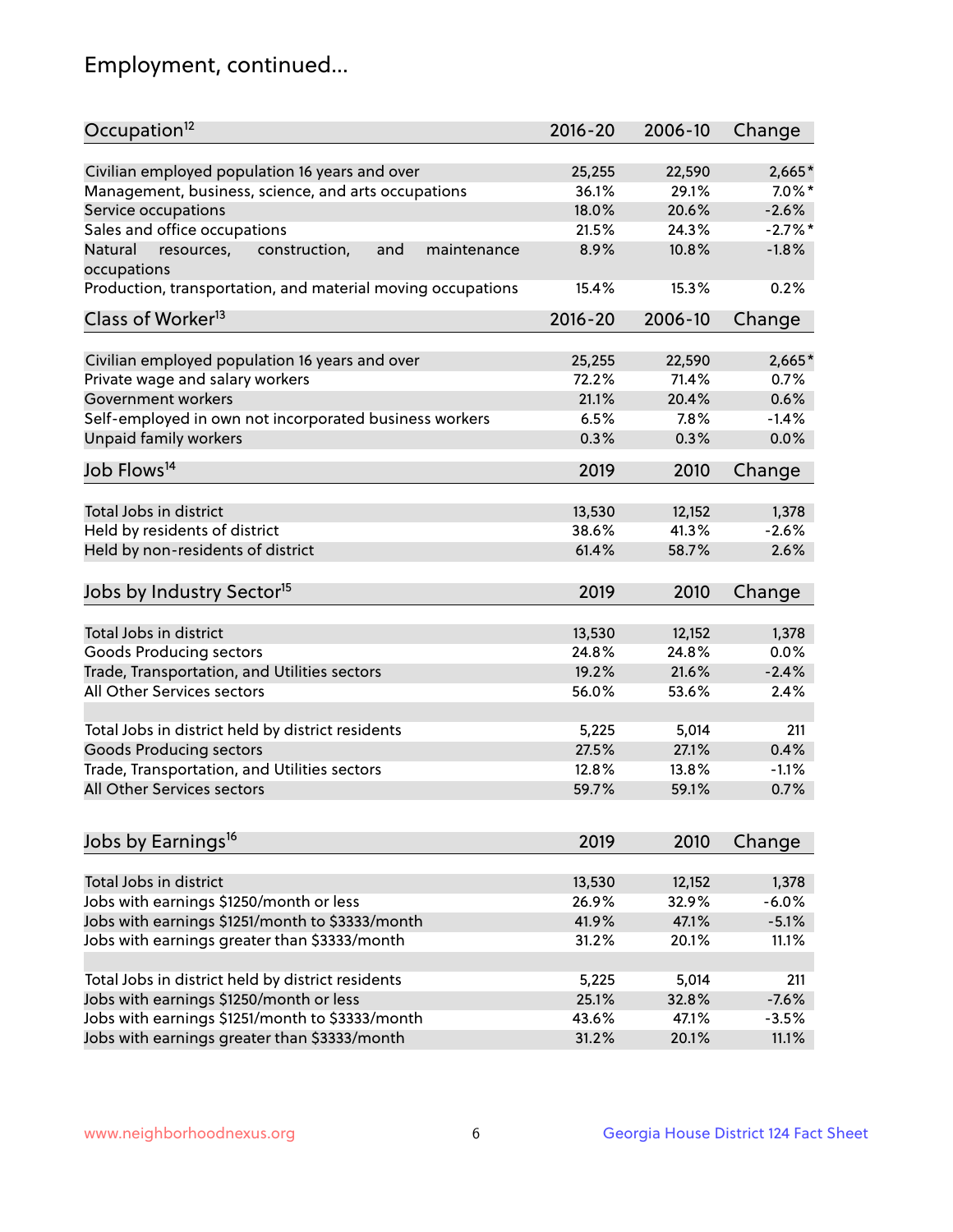## Employment, continued...

| Occupation[12] | 2016-20 | 2006-10 | Change |
|---|---|---|---|
| Civilian employed population 16 years and over | 25,255 | 22,590 | 2,665* |
| Management, business, science, and arts occupations | 36.1% | 29.1% | 7.0%* |
| Service occupations | 18.0% | 20.6% | -2.6% |
| Sales and office occupations | 21.5% | 24.3% | -2.7%* |
| Natural resources, construction, and maintenance occupations | 8.9% | 10.8% | -1.8% |
| Production, transportation, and material moving occupations | 15.4% | 15.3% | 0.2% |

| Class of Worker[13] | 2016-20 | 2006-10 | Change |
|---|---|---|---|
| Civilian employed population 16 years and over | 25,255 | 22,590 | 2,665* |
| Private wage and salary workers | 72.2% | 71.4% | 0.7% |
| Government workers | 21.1% | 20.4% | 0.6% |
| Self-employed in own not incorporated business workers | 6.5% | 7.8% | -1.4% |
| Unpaid family workers | 0.3% | 0.3% | 0.0% |

| Job Flows[14] | 2019 | 2010 | Change |
|---|---|---|---|
| Total Jobs in district | 13,530 | 12,152 | 1,378 |
| Held by residents of district | 38.6% | 41.3% | -2.6% |
| Held by non-residents of district | 61.4% | 58.7% | 2.6% |

| Jobs by Industry Sector[15] | 2019 | 2010 | Change |
|---|---|---|---|
| Total Jobs in district | 13,530 | 12,152 | 1,378 |
| Goods Producing sectors | 24.8% | 24.8% | 0.0% |
| Trade, Transportation, and Utilities sectors | 19.2% | 21.6% | -2.4% |
| All Other Services sectors | 56.0% | 53.6% | 2.4% |
| | | | |
| Total Jobs in district held by district residents | 5,225 | 5,014 | 211 |
| Goods Producing sectors | 27.5% | 27.1% | 0.4% |
| Trade, Transportation, and Utilities sectors | 12.8% | 13.8% | -1.1% |
| All Other Services sectors | 59.7% | 59.1% | 0.7% |

| Jobs by Earnings[16] | 2019 | 2010 | Change |
|---|---|---|---|
| Total Jobs in district | 13,530 | 12,152 | 1,378 |
| Jobs with earnings $1250/month or less | 26.9% | 32.9% | -6.0% |
| Jobs with earnings $1251/month to $3333/month | 41.9% | 47.1% | -5.1% |
| Jobs with earnings greater than $3333/month | 31.2% | 20.1% | 11.1% |
| | | | |
| Total Jobs in district held by district residents | 5,225 | 5,014 | 211 |
| Jobs with earnings $1250/month or less | 25.1% | 32.8% | -7.6% |
| Jobs with earnings $1251/month to $3333/month | 43.6% | 47.1% | -3.5% |
| Jobs with earnings greater than $3333/month | 31.2% | 20.1% | 11.1% |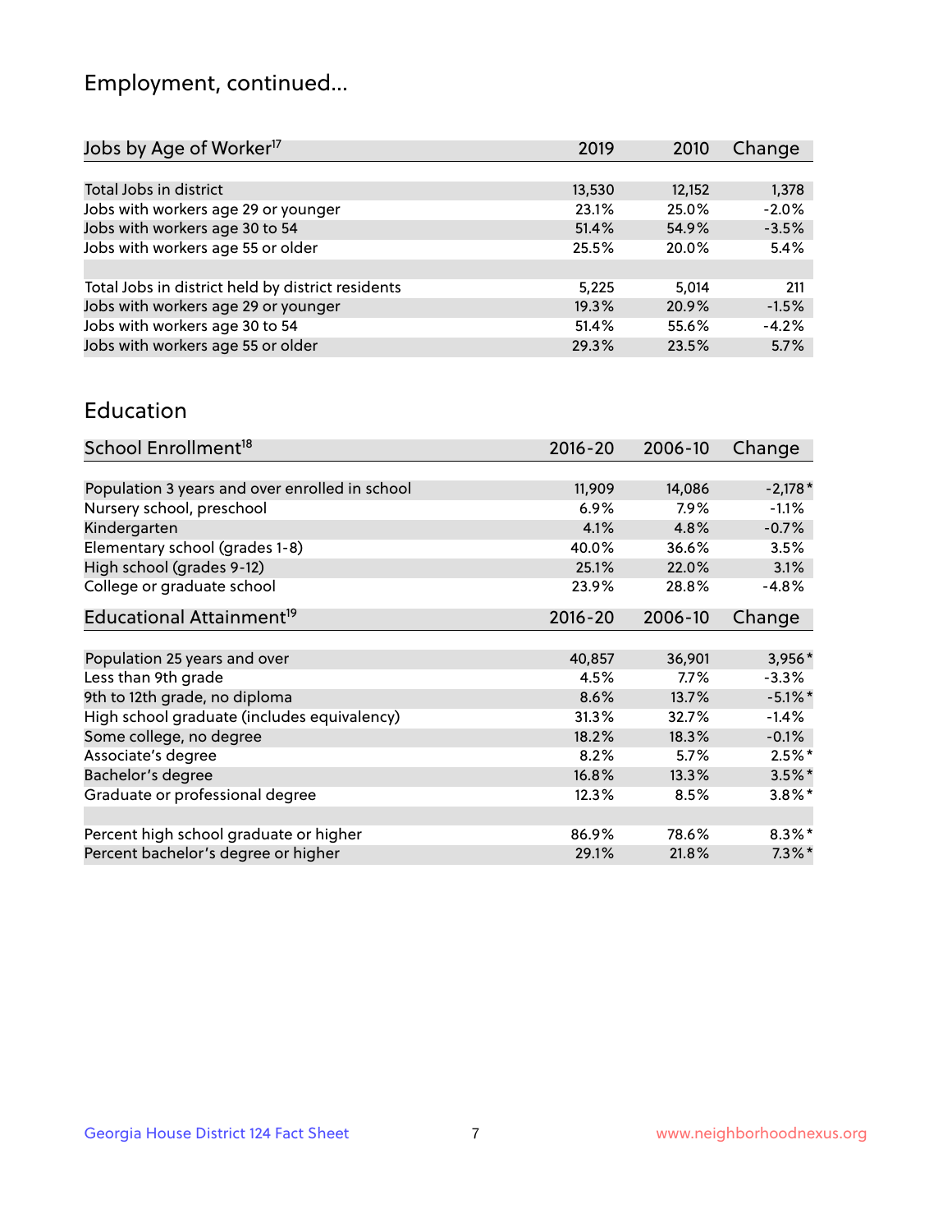# Employment, continued...

| Jobs by Age of Worker[17] | 2019 | 2010 | Change |
|---|---|---|---|
| Total Jobs in district | 13,530 | 12,152 | 1,378 |
| Jobs with workers age 29 or younger | 23.1% | 25.0% | -2.0% |
| Jobs with workers age 30 to 54 | 51.4% | 54.9% | -3.5% |
| Jobs with workers age 55 or older | 25.5% | 20.0% | 5.4% |
| | | | |
| Total Jobs in district held by district residents | 5,225 | 5,014 | 211 |
| Jobs with workers age 29 or younger | 19.3% | 20.9% | -1.5% |
| Jobs with workers age 30 to 54 | 51.4% | 55.6% | -4.2% |
| Jobs with workers age 55 or older | 29.3% | 23.5% | 5.7% |

## Education

| School Enrollment[18] | 2016-20 | 2006-10 | Change |
|---|---|---|---|
| Population 3 years and over enrolled in school | 11,909 | 14,086 | -2,178* |
| Nursery school, preschool | 6.9% | 7.9% | -1.1% |
| Kindergarten | 4.1% | 4.8% | -0.7% |
| Elementary school (grades 1-8) | 40.0% | 36.6% | 3.5% |
| High school (grades 9-12) | 25.1% | 22.0% | 3.1% |
| College or graduate school | 23.9% | 28.8% | -4.8% |

| Educational Attainment[19] | 2016-20 | 2006-10 | Change |
|---|---|---|---|
| Population 25 years and over | 40,857 | 36,901 | 3,956* |
| Less than 9th grade | 4.5% | 7.7% | -3.3% |
| 9th to 12th grade, no diploma | 8.6% | 13.7% | -5.1%* |
| High school graduate (includes equivalency) | 31.3% | 32.7% | -1.4% |
| Some college, no degree | 18.2% | 18.3% | -0.1% |
| Associate's degree | 8.2% | 5.7% | 2.5%* |
| Bachelor's degree | 16.8% | 13.3% | 3.5%* |
| Graduate or professional degree | 12.3% | 8.5% | 3.8%* |
| | | | |
| Percent high school graduate or higher | 86.9% | 78.6% | 8.3%* |
| Percent bachelor's degree or higher | 29.1% | 21.8% | 7.3%* |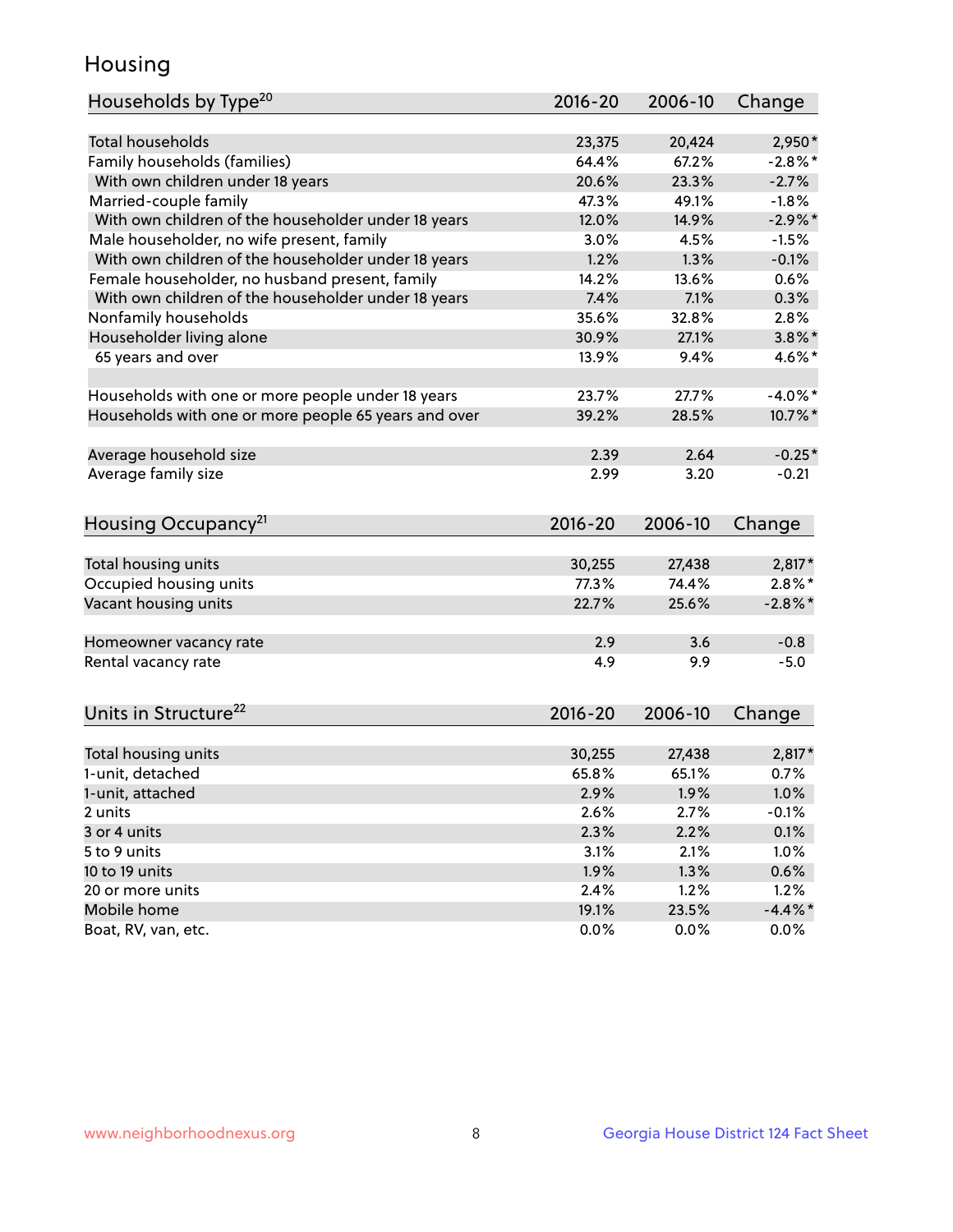# Housing

| Households by Type[20] | 2016-20 | 2006-10 | Change |
|---|---|---|---|
| Total households | 23,375 | 20,424 | 2,950* |
| Family households (families) | 64.4% | 67.2% | -2.8%* |
| With own children under 18 years | 20.6% | 23.3% | -2.7% |
| Married-couple family | 47.3% | 49.1% | -1.8% |
| With own children of the householder under 18 years | 12.0% | 14.9% | -2.9%* |
| Male householder, no wife present, family | 3.0% | 4.5% | -1.5% |
| With own children of the householder under 18 years | 1.2% | 1.3% | -0.1% |
| Female householder, no husband present, family | 14.2% | 13.6% | 0.6% |
| With own children of the householder under 18 years | 7.4% | 7.1% | 0.3% |
| Nonfamily households | 35.6% | 32.8% | 2.8% |
| Householder living alone | 30.9% | 27.1% | 3.8%* |
| 65 years and over | 13.9% | 9.4% | 4.6%* |
| | | | |
| Households with one or more people under 18 years | 23.7% | 27.7% | -4.0%* |
| Households with one or more people 65 years and over | 39.2% | 28.5% | 10.7%* |
| | | | |
| Average household size | 2.39 | 2.64 | -0.25* |
| Average family size | 2.99 | 3.20 | -0.21 |

| Housing Occupancy[21] | 2016-20 | 2006-10 | Change |
|---|---|---|---|
| Total housing units | 30,255 | 27,438 | 2,817* |
| Occupied housing units | 77.3% | 74.4% | 2.8%* |
| Vacant housing units | 22.7% | 25.6% | -2.8%* |
| | | | |
| Homeowner vacancy rate | 2.9 | 3.6 | -0.8 |
| Rental vacancy rate | 4.9 | 9.9 | -5.0 |

| Units in Structure[22] | 2016-20 | 2006-10 | Change |
|---|---|---|---|
| Total housing units | 30,255 | 27,438 | 2,817* |
| 1-unit, detached | 65.8% | 65.1% | 0.7% |
| 1-unit, attached | 2.9% | 1.9% | 1.0% |
| 2 units | 2.6% | 2.7% | -0.1% |
| 3 or 4 units | 2.3% | 2.2% | 0.1% |
| 5 to 9 units | 3.1% | 2.1% | 1.0% |
| 10 to 19 units | 1.9% | 1.3% | 0.6% |
| 20 or more units | 2.4% | 1.2% | 1.2% |
| Mobile home | 19.1% | 23.5% | -4.4%* |
| Boat, RV, van, etc. | 0.0% | 0.0% | 0.0% |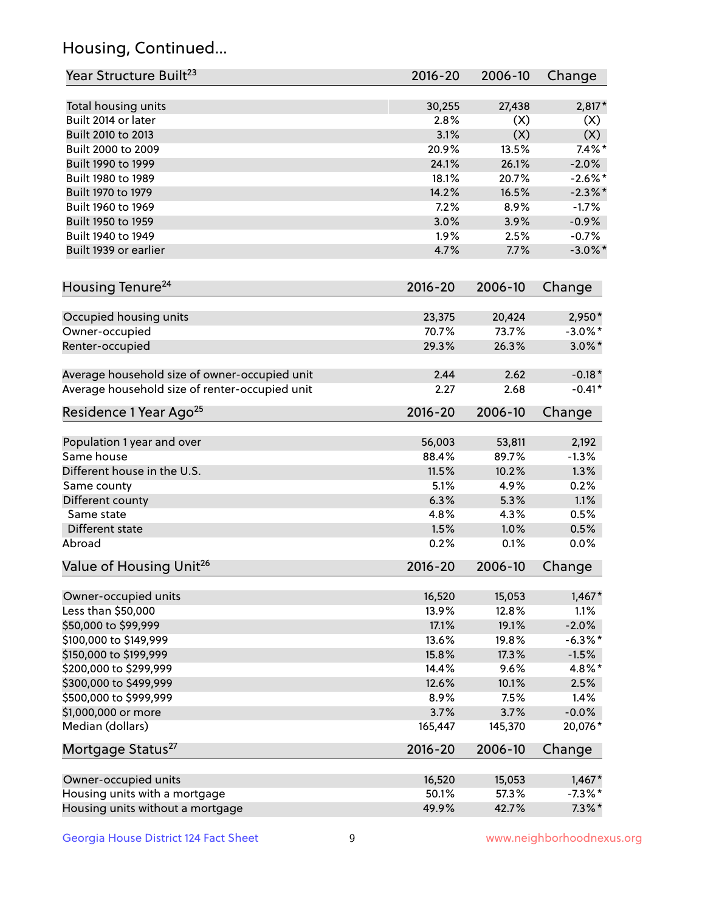# Housing, Continued...

| Year Structure Built[23] | 2016-20 | 2006-10 | Change |
|---|---|---|---|
| Total housing units | 30,255 | 27,438 | 2,817* |
| Built 2014 or later | 2.8% | (X) | (X) |
| Built 2010 to 2013 | 3.1% | (X) | (X) |
| Built 2000 to 2009 | 20.9% | 13.5% | 7.4%* |
| Built 1990 to 1999 | 24.1% | 26.1% | -2.0% |
| Built 1980 to 1989 | 18.1% | 20.7% | -2.6%* |
| Built 1970 to 1979 | 14.2% | 16.5% | -2.3%* |
| Built 1960 to 1969 | 7.2% | 8.9% | -1.7% |
| Built 1950 to 1959 | 3.0% | 3.9% | -0.9% |
| Built 1940 to 1949 | 1.9% | 2.5% | -0.7% |
| Built 1939 or earlier | 4.7% | 7.7% | -3.0%* |

| Housing Tenure[24] | 2016-20 | 2006-10 | Change |
|---|---|---|---|
| Occupied housing units | 23,375 | 20,424 | 2,950* |
| Owner-occupied | 70.7% | 73.7% | -3.0%* |
| Renter-occupied | 29.3% | 26.3% | 3.0%* |
| Average household size of owner-occupied unit | 2.44 | 2.62 | -0.18* |
| Average household size of renter-occupied unit | 2.27 | 2.68 | -0.41* |

| Residence 1 Year Ago[25] | 2016-20 | 2006-10 | Change |
|---|---|---|---|
| Population 1 year and over | 56,003 | 53,811 | 2,192 |
| Same house | 88.4% | 89.7% | -1.3% |
| Different house in the U.S. | 11.5% | 10.2% | 1.3% |
| Same county | 5.1% | 4.9% | 0.2% |
| Different county | 6.3% | 5.3% | 1.1% |
| Same state | 4.8% | 4.3% | 0.5% |
| Different state | 1.5% | 1.0% | 0.5% |
| Abroad | 0.2% | 0.1% | 0.0% |

| Value of Housing Unit[26] | 2016-20 | 2006-10 | Change |
|---|---|---|---|
| Owner-occupied units | 16,520 | 15,053 | 1,467* |
| Less than $50,000 | 13.9% | 12.8% | 1.1% |
| $50,000 to $99,999 | 17.1% | 19.1% | -2.0% |
| $100,000 to $149,999 | 13.6% | 19.8% | -6.3%* |
| $150,000 to $199,999 | 15.8% | 17.3% | -1.5% |
| $200,000 to $299,999 | 14.4% | 9.6% | 4.8%* |
| $300,000 to $499,999 | 12.6% | 10.1% | 2.5% |
| $500,000 to $999,999 | 8.9% | 7.5% | 1.4% |
| $1,000,000 or more | 3.7% | 3.7% | -0.0% |
| Median (dollars) | 165,447 | 145,370 | 20,076* |

| Mortgage Status[27] | 2016-20 | 2006-10 | Change |
|---|---|---|---|
| Owner-occupied units | 16,520 | 15,053 | 1,467* |
| Housing units with a mortgage | 50.1% | 57.3% | -7.3%* |
| Housing units without a mortgage | 49.9% | 42.7% | 7.3%* |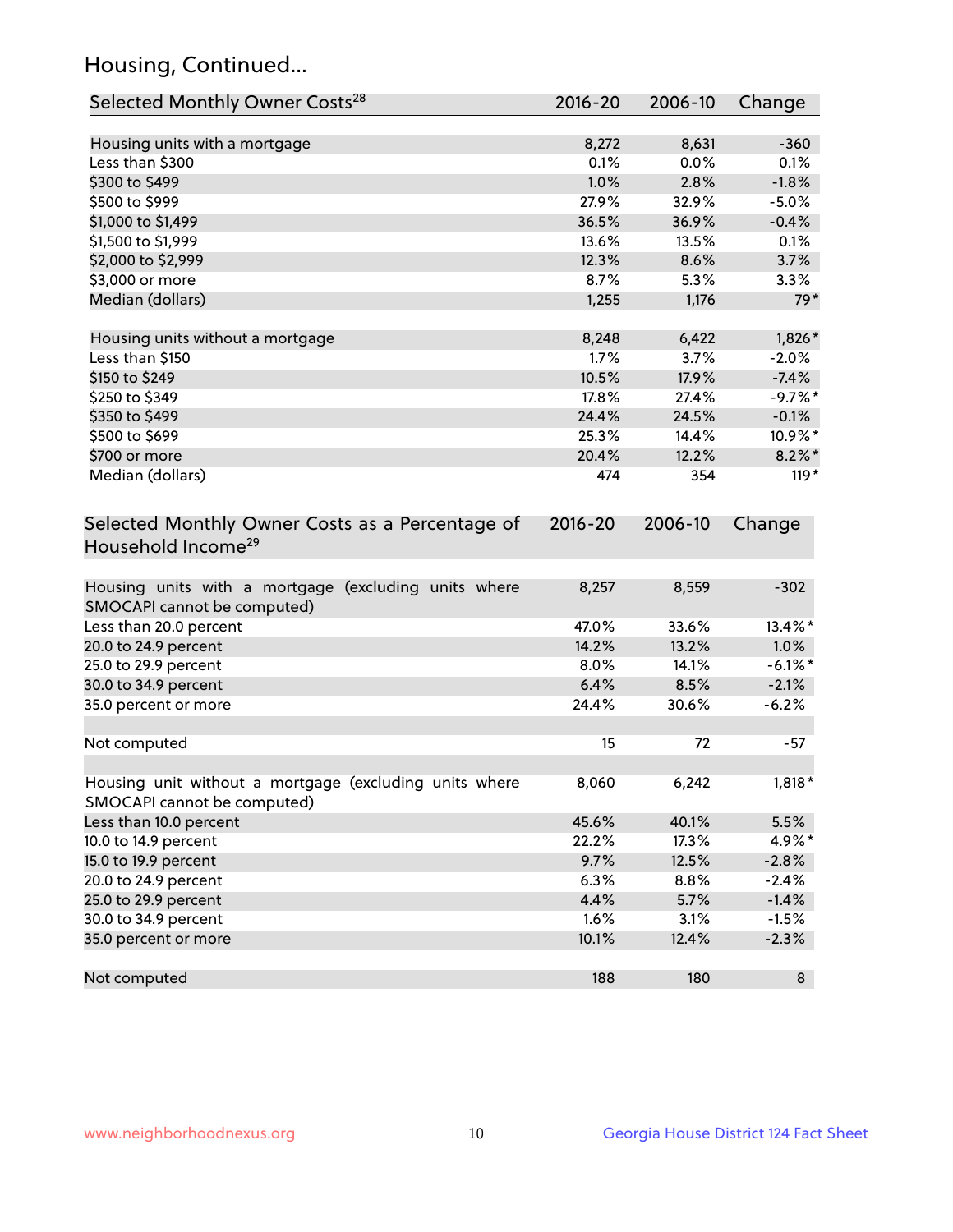## Housing, Continued...

| Selected Monthly Owner Costs[28] | 2016-20 | 2006-10 | Change |
|---|---|---|---|
| Housing units with a mortgage | 8,272 | 8,631 | -360 |
| Less than $300 | 0.1% | 0.0% | 0.1% |
| $300 to $499 | 1.0% | 2.8% | -1.8% |
| $500 to $999 | 27.9% | 32.9% | -5.0% |
| $1,000 to $1,499 | 36.5% | 36.9% | -0.4% |
| $1,500 to $1,999 | 13.6% | 13.5% | 0.1% |
| $2,000 to $2,999 | 12.3% | 8.6% | 3.7% |
| $3,000 or more | 8.7% | 5.3% | 3.3% |
| Median (dollars) | 1,255 | 1,176 | 79* |
| Housing units without a mortgage | 8,248 | 6,422 | 1,826* |
| Less than $150 | 1.7% | 3.7% | -2.0% |
| $150 to $249 | 10.5% | 17.9% | -7.4% |
| $250 to $349 | 17.8% | 27.4% | -9.7%* |
| $350 to $499 | 24.4% | 24.5% | -0.1% |
| $500 to $699 | 25.3% | 14.4% | 10.9%* |
| $700 or more | 20.4% | 12.2% | 8.2%* |
| Median (dollars) | 474 | 354 | 119* |

| Selected Monthly Owner Costs as a Percentage of Household Income[29] | 2016-20 | 2006-10 | Change |
|---|---|---|---|
| Housing units with a mortgage (excluding units where SMOCAPI cannot be computed) | 8,257 | 8,559 | -302 |
| Less than 20.0 percent | 47.0% | 33.6% | 13.4%* |
| 20.0 to 24.9 percent | 14.2% | 13.2% | 1.0% |
| 25.0 to 29.9 percent | 8.0% | 14.1% | -6.1%* |
| 30.0 to 34.9 percent | 6.4% | 8.5% | -2.1% |
| 35.0 percent or more | 24.4% | 30.6% | -6.2% |
| Not computed | 15 | 72 | -57 |
| Housing unit without a mortgage (excluding units where SMOCAPI cannot be computed) | 8,060 | 6,242 | 1,818* |
| Less than 10.0 percent | 45.6% | 40.1% | 5.5% |
| 10.0 to 14.9 percent | 22.2% | 17.3% | 4.9%* |
| 15.0 to 19.9 percent | 9.7% | 12.5% | -2.8% |
| 20.0 to 24.9 percent | 6.3% | 8.8% | -2.4% |
| 25.0 to 29.9 percent | 4.4% | 5.7% | -1.4% |
| 30.0 to 34.9 percent | 1.6% | 3.1% | -1.5% |
| 35.0 percent or more | 10.1% | 12.4% | -2.3% |
| Not computed | 188 | 180 | 8 |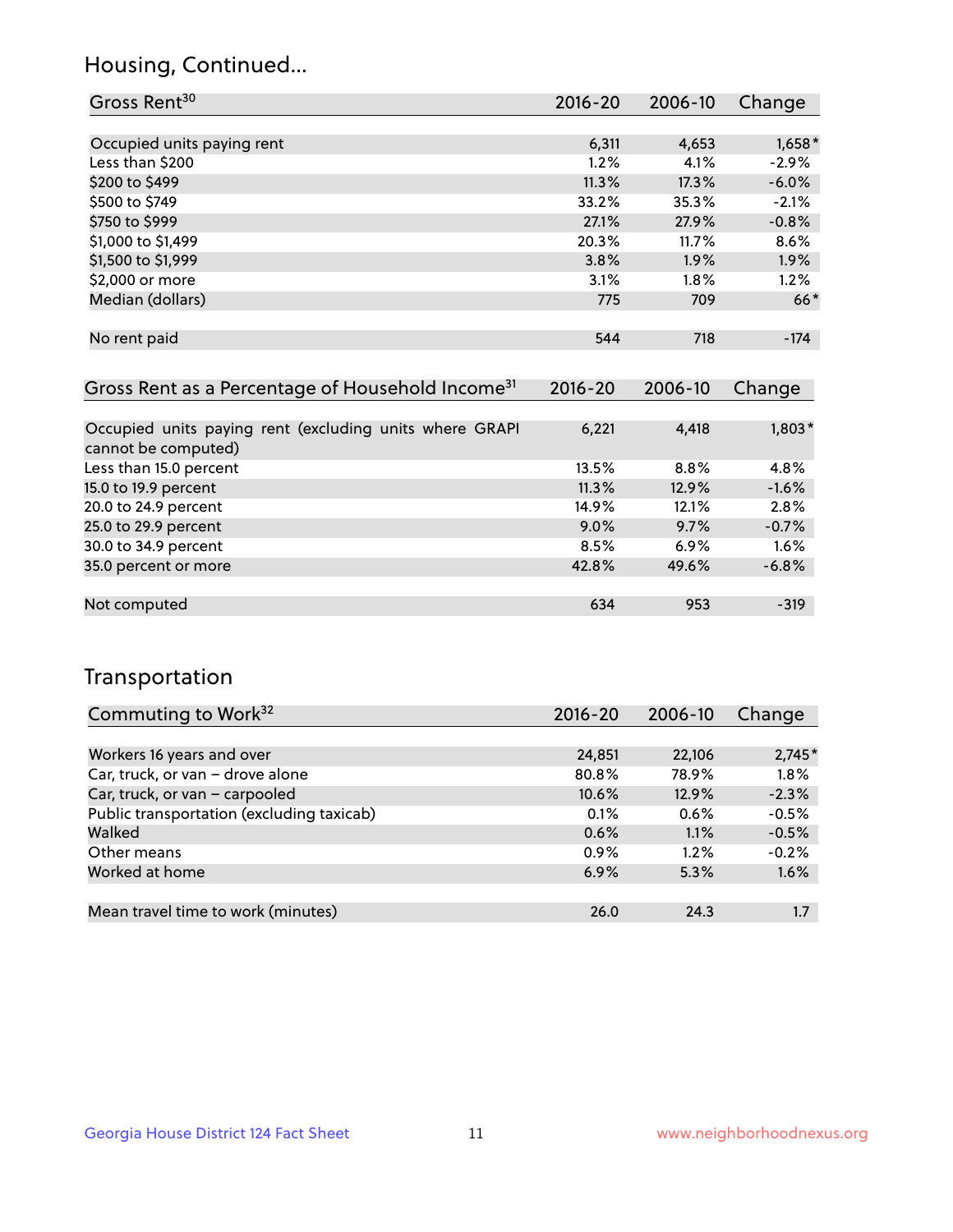## Housing, Continued...

| Gross Rent[30] | 2016-20 | 2006-10 | Change |
|---|---|---|---|
| Occupied units paying rent | 6,311 | 4,653 | 1,658* |
| Less than $200 | 1.2% | 4.1% | -2.9% |
| $200 to $499 | 11.3% | 17.3% | -6.0% |
| $500 to $749 | 33.2% | 35.3% | -2.1% |
| $750 to $999 | 27.1% | 27.9% | -0.8% |
| $1,000 to $1,499 | 20.3% | 11.7% | 8.6% |
| $1,500 to $1,999 | 3.8% | 1.9% | 1.9% |
| $2,000 or more | 3.1% | 1.8% | 1.2% |
| Median (dollars) | 775 | 709 | 66* |
| No rent paid | 544 | 718 | -174 |

| Gross Rent as a Percentage of Household Income[31] | 2016-20 | 2006-10 | Change |
|---|---|---|---|
| Occupied units paying rent (excluding units where GRAPI cannot be computed) | 6,221 | 4,418 | 1,803* |
| Less than 15.0 percent | 13.5% | 8.8% | 4.8% |
| 15.0 to 19.9 percent | 11.3% | 12.9% | -1.6% |
| 20.0 to 24.9 percent | 14.9% | 12.1% | 2.8% |
| 25.0 to 29.9 percent | 9.0% | 9.7% | -0.7% |
| 30.0 to 34.9 percent | 8.5% | 6.9% | 1.6% |
| 35.0 percent or more | 42.8% | 49.6% | -6.8% |
| Not computed | 634 | 953 | -319 |

## Transportation

| Commuting to Work[32] | 2016-20 | 2006-10 | Change |
|---|---|---|---|
| Workers 16 years and over | 24,851 | 22,106 | 2,745* |
| Car, truck, or van – drove alone | 80.8% | 78.9% | 1.8% |
| Car, truck, or van – carpooled | 10.6% | 12.9% | -2.3% |
| Public transportation (excluding taxicab) | 0.1% | 0.6% | -0.5% |
| Walked | 0.6% | 1.1% | -0.5% |
| Other means | 0.9% | 1.2% | -0.2% |
| Worked at home | 6.9% | 5.3% | 1.6% |
| Mean travel time to work (minutes) | 26.0 | 24.3 | 1.7 |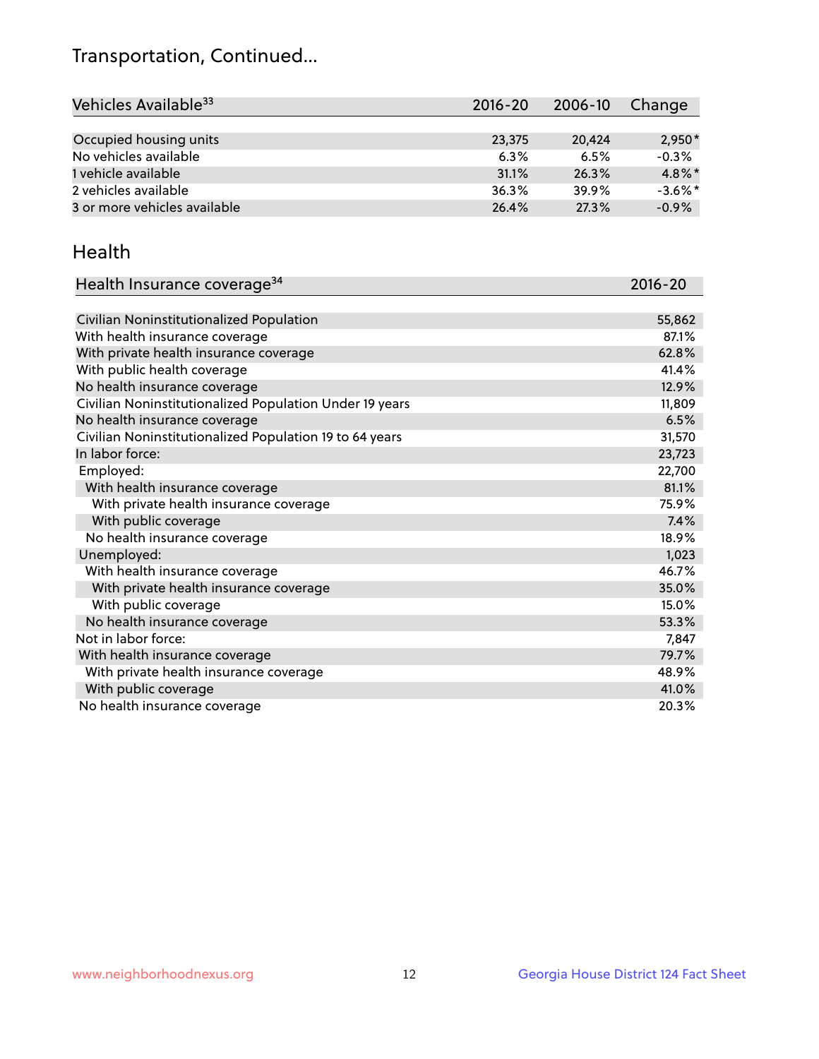# Transportation, Continued...

| Vehicles Available[33] | 2016-20 | 2006-10 | Change |
|---|---|---|---|
| Occupied housing units | 23,375 | 20,424 | 2,950* |
| No vehicles available | 6.3% | 6.5% | -0.3% |
| 1 vehicle available | 31.1% | 26.3% | 4.8%* |
| 2 vehicles available | 36.3% | 39.9% | -3.6%* |
| 3 or more vehicles available | 26.4% | 27.3% | -0.9% |

## Health

| Health Insurance coverage[34] | 2016-20 |
|---|---|
| Civilian Noninstitutionalized Population | 55,862 |
| With health insurance coverage | 87.1% |
| With private health insurance coverage | 62.8% |
| With public health coverage | 41.4% |
| No health insurance coverage | 12.9% |
| Civilian Noninstitutionalized Population Under 19 years | 11,809 |
| No health insurance coverage | 6.5% |
| Civilian Noninstitutionalized Population 19 to 64 years | 31,570 |
| In labor force: | 23,723 |
| Employed: | 22,700 |
| With health insurance coverage | 81.1% |
| With private health insurance coverage | 75.9% |
| With public coverage | 7.4% |
| No health insurance coverage | 18.9% |
| Unemployed: | 1,023 |
| With health insurance coverage | 46.7% |
| With private health insurance coverage | 35.0% |
| With public coverage | 15.0% |
| No health insurance coverage | 53.3% |
| Not in labor force: | 7,847 |
| With health insurance coverage | 79.7% |
| With private health insurance coverage | 48.9% |
| With public coverage | 41.0% |
| No health insurance coverage | 20.3% |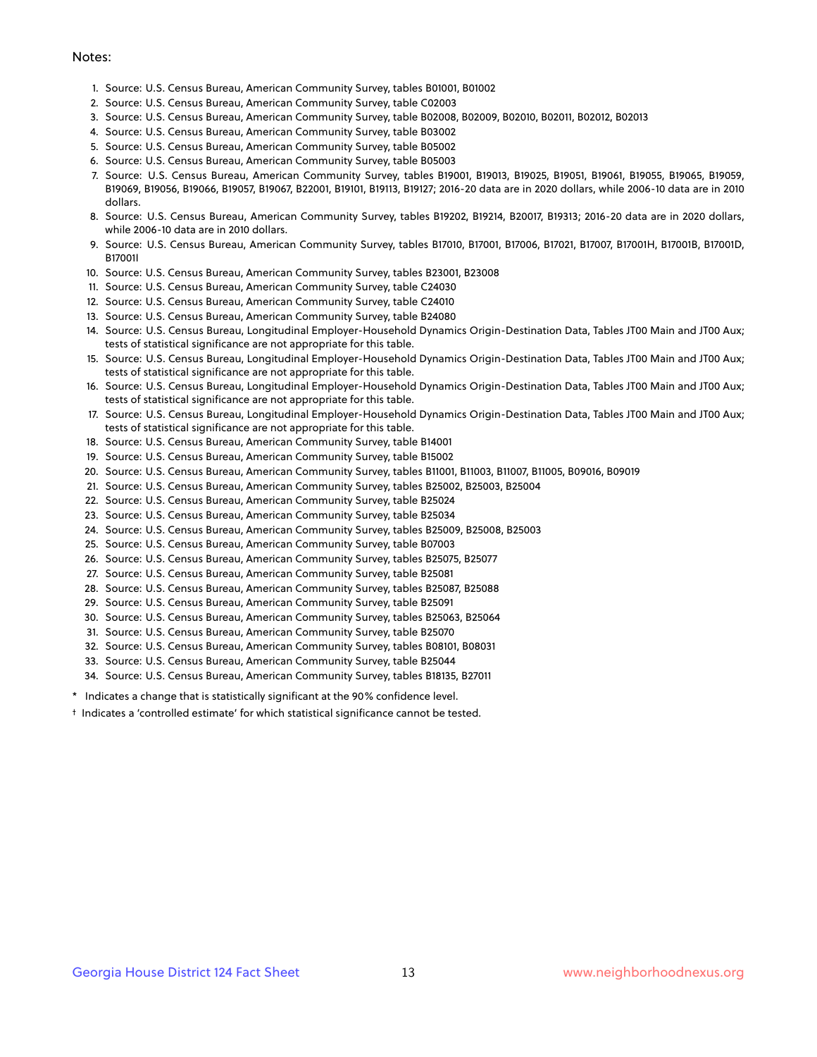Notes:

1. Source: U.S. Census Bureau, American Community Survey, tables B01001, B01002
2. Source: U.S. Census Bureau, American Community Survey, table C02003
3. Source: U.S. Census Bureau, American Community Survey, table B02008, B02009, B02010, B02011, B02012, B02013
4. Source: U.S. Census Bureau, American Community Survey, table B03002
5. Source: U.S. Census Bureau, American Community Survey, table B05002
6. Source: U.S. Census Bureau, American Community Survey, table B05003
7. Source: U.S. Census Bureau, American Community Survey, tables B19001, B19013, B19025, B19051, B19061, B19055, B19065, B19059, B19069, B19056, B19066, B19057, B19067, B22001, B19101, B19113, B19127; 2016-20 data are in 2020 dollars, while 2006-10 data are in 2010 dollars.
8. Source: U.S. Census Bureau, American Community Survey, tables B19202, B19214, B20017, B19313; 2016-20 data are in 2020 dollars, while 2006-10 data are in 2010 dollars.
9. Source: U.S. Census Bureau, American Community Survey, tables B17010, B17001, B17006, B17021, B17007, B17001H, B17001B, B17001D, B17001I
10. Source: U.S. Census Bureau, American Community Survey, tables B23001, B23008
11. Source: U.S. Census Bureau, American Community Survey, table C24030
12. Source: U.S. Census Bureau, American Community Survey, table C24010
13. Source: U.S. Census Bureau, American Community Survey, table B24080
14. Source: U.S. Census Bureau, Longitudinal Employer-Household Dynamics Origin-Destination Data, Tables JT00 Main and JT00 Aux; tests of statistical significance are not appropriate for this table.
15. Source: U.S. Census Bureau, Longitudinal Employer-Household Dynamics Origin-Destination Data, Tables JT00 Main and JT00 Aux; tests of statistical significance are not appropriate for this table.
16. Source: U.S. Census Bureau, Longitudinal Employer-Household Dynamics Origin-Destination Data, Tables JT00 Main and JT00 Aux; tests of statistical significance are not appropriate for this table.
17. Source: U.S. Census Bureau, Longitudinal Employer-Household Dynamics Origin-Destination Data, Tables JT00 Main and JT00 Aux; tests of statistical significance are not appropriate for this table.
18. Source: U.S. Census Bureau, American Community Survey, table B14001
19. Source: U.S. Census Bureau, American Community Survey, table B15002
20. Source: U.S. Census Bureau, American Community Survey, tables B11001, B11003, B11007, B11005, B09016, B09019
21. Source: U.S. Census Bureau, American Community Survey, tables B25002, B25003, B25004
22. Source: U.S. Census Bureau, American Community Survey, table B25024
23. Source: U.S. Census Bureau, American Community Survey, table B25034
24. Source: U.S. Census Bureau, American Community Survey, tables B25009, B25008, B25003
25. Source: U.S. Census Bureau, American Community Survey, table B07003
26. Source: U.S. Census Bureau, American Community Survey, tables B25075, B25077
27. Source: U.S. Census Bureau, American Community Survey, table B25081
28. Source: U.S. Census Bureau, American Community Survey, tables B25087, B25088
29. Source: U.S. Census Bureau, American Community Survey, table B25091
30. Source: U.S. Census Bureau, American Community Survey, tables B25063, B25064
31. Source: U.S. Census Bureau, American Community Survey, table B25070
32. Source: U.S. Census Bureau, American Community Survey, tables B08101, B08031
33. Source: U.S. Census Bureau, American Community Survey, table B25044
34. Source: U.S. Census Bureau, American Community Survey, tables B18135, B27011

\* Indicates a change that is statistically significant at the 90% confidence level.

† Indicates a 'controlled estimate' for which statistical significance cannot be tested.